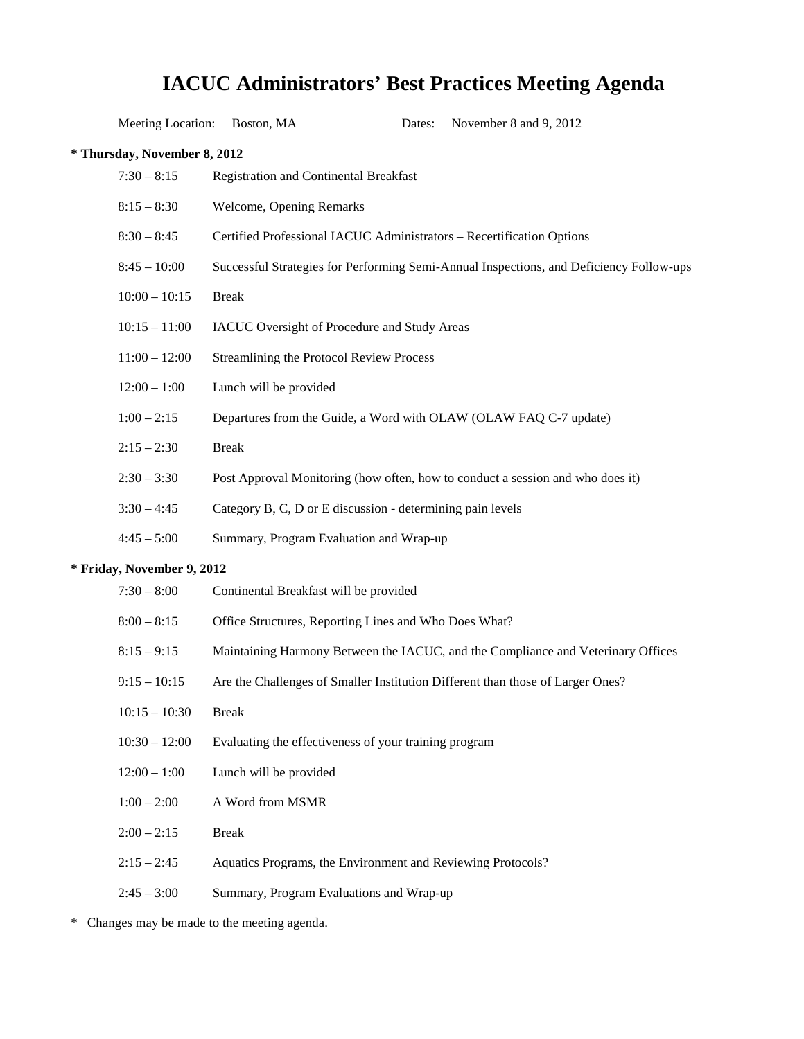# IACUC Administrators' Best Practices Meeting Agenda

Meeting Location: Boston, MA    Dates: November 8 and 9, 2012

**\* Thursday, November 8, 2012**

| | |
|---|---|
| 7:30 – 8:15 | Registration and Continental Breakfast |
| 8:15 – 8:30 | Welcome, Opening Remarks |
| 8:30 – 8:45 | Certified Professional IACUC Administrators – Recertification Options |
| 8:45 – 10:00 | Successful Strategies for Performing Semi-Annual Inspections, and Deficiency Follow-ups |
| 10:00 – 10:15 | Break |
| 10:15 – 11:00 | IACUC Oversight of Procedure and Study Areas |
| 11:00 – 12:00 | Streamlining the Protocol Review Process |
| 12:00 – 1:00 | Lunch will be provided |
| 1:00 – 2:15 | Departures from the Guide, a Word with OLAW (OLAW FAQ C-7 update) |
| 2:15 – 2:30 | Break |
| 2:30 – 3:30 | Post Approval Monitoring (how often, how to conduct a session and who does it) |
| 3:30 – 4:45 | Category B, C, D or E discussion - determining pain levels |
| 4:45 – 5:00 | Summary, Program Evaluation and Wrap-up |

**\* Friday, November 9, 2012**

| | |
|---|---|
| 7:30 – 8:00 | Continental Breakfast will be provided |
| 8:00 – 8:15 | Office Structures, Reporting Lines and Who Does What? |
| 8:15 – 9:15 | Maintaining Harmony Between the IACUC, and the Compliance and Veterinary Offices |
| 9:15 – 10:15 | Are the Challenges of Smaller Institution Different than those of Larger Ones? |
| 10:15 – 10:30 | Break |
| 10:30 – 12:00 | Evaluating the effectiveness of your training program |
| 12:00 – 1:00 | Lunch will be provided |
| 1:00 – 2:00 | A Word from MSMR |
| 2:00 – 2:15 | Break |
| 2:15 – 2:45 | Aquatics Programs, the Environment and Reviewing Protocols? |
| 2:45 – 3:00 | Summary, Program Evaluations and Wrap-up |

\* Changes may be made to the meeting agenda.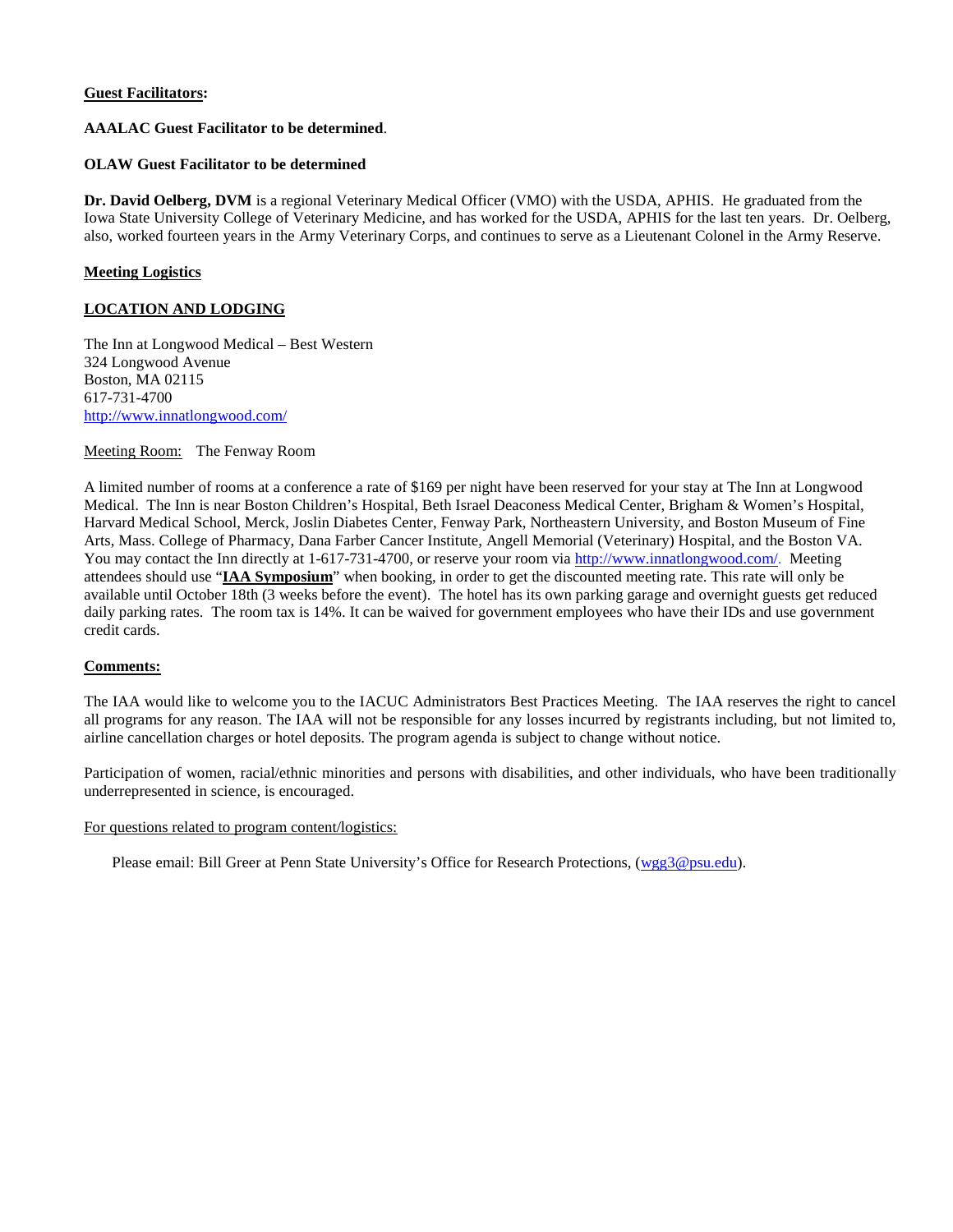**Guest Facilitators:**

**AAALAC Guest Facilitator to be determined**.

**OLAW Guest Facilitator to be determined**

**Dr. David Oelberg, DVM** is a regional Veterinary Medical Officer (VMO) with the USDA, APHIS. He graduated from the Iowa State University College of Veterinary Medicine, and has worked for the USDA, APHIS for the last ten years. Dr. Oelberg, also, worked fourteen years in the Army Veterinary Corps, and continues to serve as a Lieutenant Colonel in the Army Reserve.

**Meeting Logistics**

**LOCATION AND LODGING**

The Inn at Longwood Medical – Best Western
324 Longwood Avenue
Boston, MA 02115
617-731-4700
http://www.innatlongwood.com/

Meeting Room: The Fenway Room

A limited number of rooms at a conference a rate of $169 per night have been reserved for your stay at The Inn at Longwood Medical. The Inn is near Boston Children's Hospital, Beth Israel Deaconess Medical Center, Brigham & Women's Hospital, Harvard Medical School, Merck, Joslin Diabetes Center, Fenway Park, Northeastern University, and Boston Museum of Fine Arts, Mass. College of Pharmacy, Dana Farber Cancer Institute, Angell Memorial (Veterinary) Hospital, and the Boston VA. You may contact the Inn directly at 1-617-731-4700, or reserve your room via http://www.innatlongwood.com/. Meeting attendees should use "**IAA Symposium**" when booking, in order to get the discounted meeting rate. This rate will only be available until October 18th (3 weeks before the event). The hotel has its own parking garage and overnight guests get reduced daily parking rates. The room tax is 14%. It can be waived for government employees who have their IDs and use government credit cards.

**Comments:**

The IAA would like to welcome you to the IACUC Administrators Best Practices Meeting. The IAA reserves the right to cancel all programs for any reason. The IAA will not be responsible for any losses incurred by registrants including, but not limited to, airline cancellation charges or hotel deposits. The program agenda is subject to change without notice.

Participation of women, racial/ethnic minorities and persons with disabilities, and other individuals, who have been traditionally underrepresented in science, is encouraged.

For questions related to program content/logistics:

Please email: Bill Greer at Penn State University's Office for Research Protections, (wgg3@psu.edu).